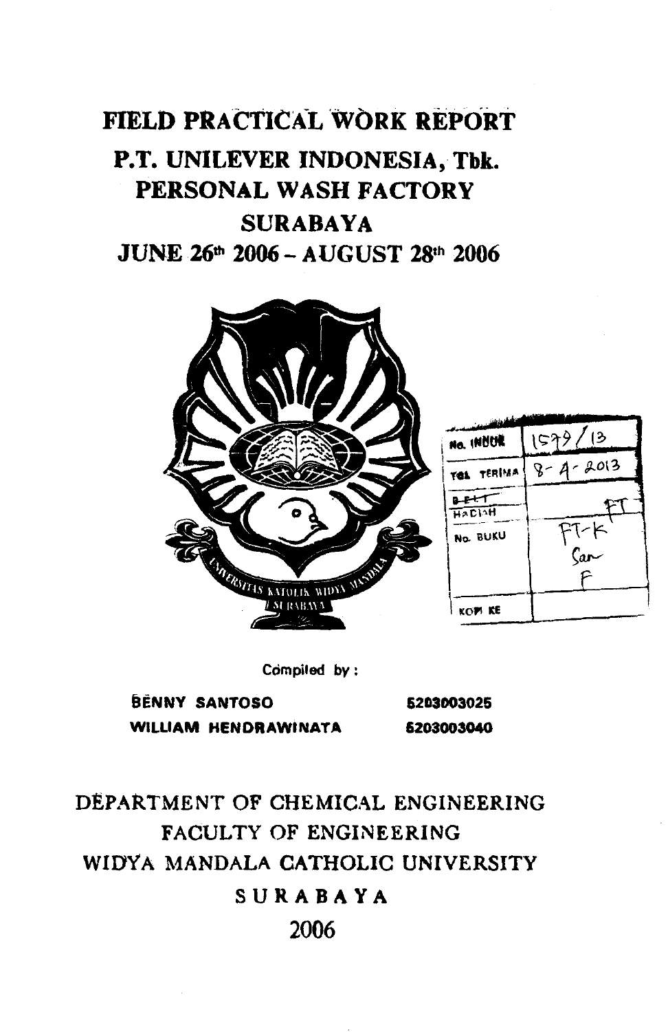# FIELD PRACTICAL WORK REPORT

## P.T. UNILEVER INDONESIA, Tbk.

## PERSONAL WASH FACTORY

## SURABAYA

## JUNE 26th 2006 – AUGUST 28th 2006

| No. INDUK | 1579/13 |
| --- | --- |
| TGL TERIMA | 8-4-2013 |
| BELI / HADIAH | FT |
| No. BUKU | FT-K San F |
| KOPI KE | |

Compiled by :

| | |
| --- | --- |
| BENNY SANTOSO | 5203003025 |
| WILLIAM HENDRAWINATA | 5203003040 |

DEPARTMENT OF CHEMICAL ENGINEERING

FACULTY OF ENGINEERING

WIDYA MANDALA CATHOLIC UNIVERSITY

SURABAYA

2006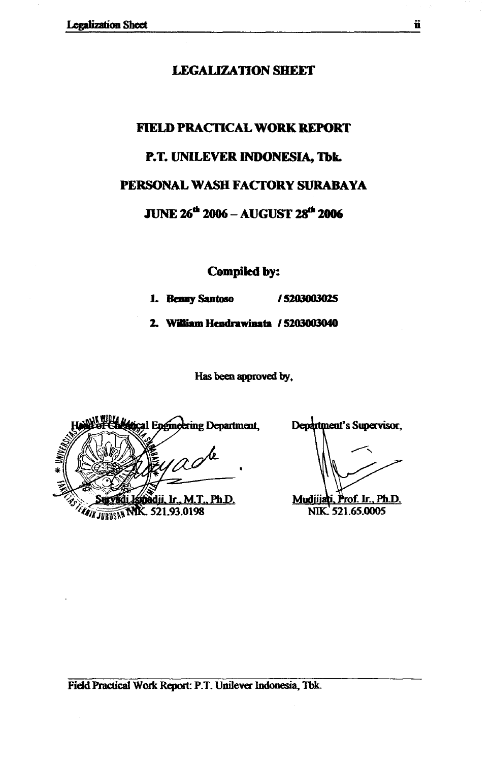# LEGALIZATION SHEET

## FIELD PRACTICAL WORK REPORT

## P.T. UNILEVER INDONESIA, Tbk.

## PERSONAL WASH FACTORY SURABAYA

## JUNE 26th 2006 – AUGUST 28th 2006

**Compiled by:**

1. **Benny Santoso / 5203003025**
2. **William Hendrawinata / 5203003040**

Has been approved by,

Head of Chemical Engineering Department,

Suryadi Ismadji, Ir., M.T., Ph.D.
NIK. 521.93.0198

Department's Supervisor,

Mudjijati, Prof. Ir., Ph.D.
NIK. 521.65.0005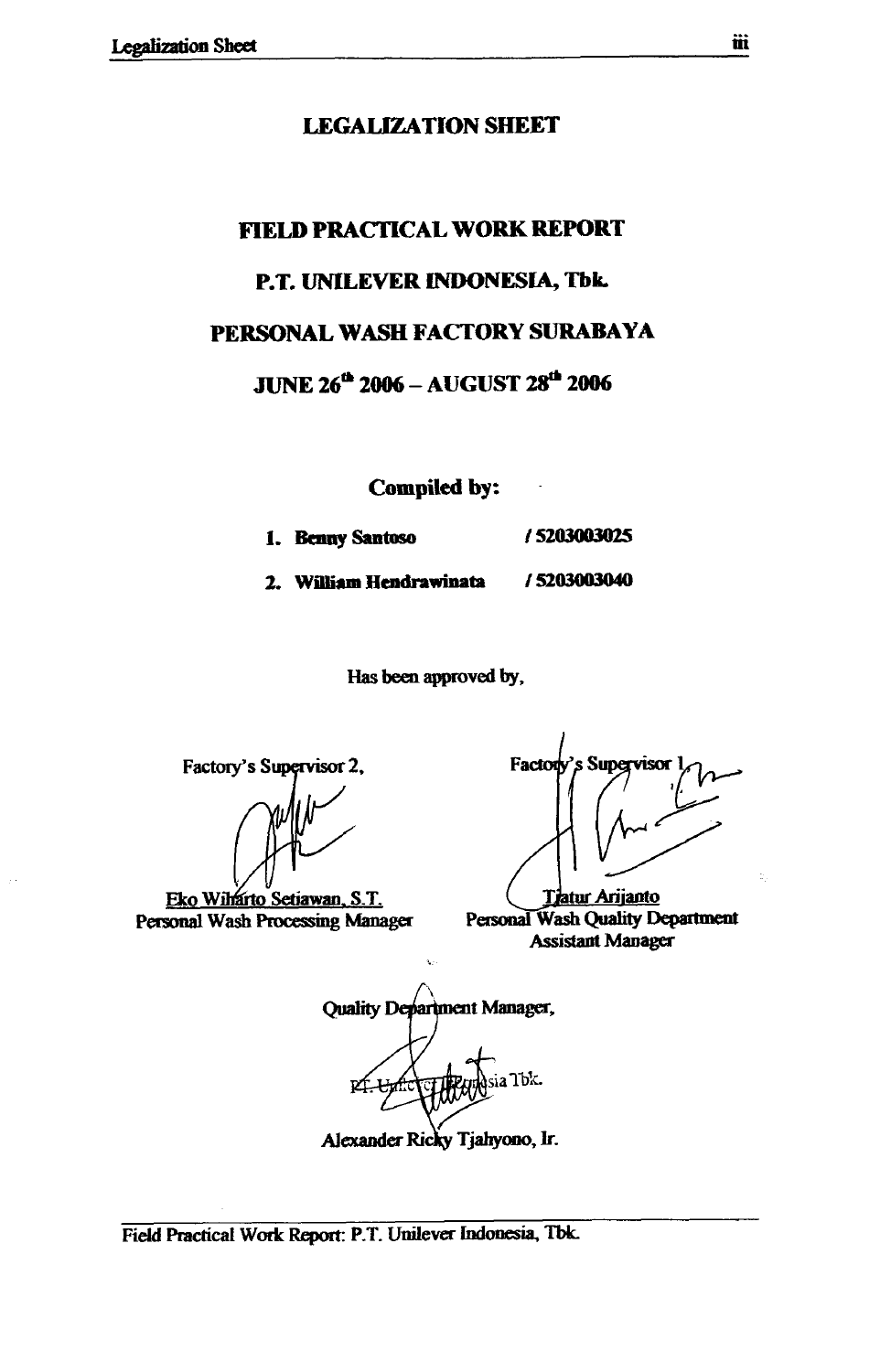# LEGALIZATION SHEET

## FIELD PRACTICAL WORK REPORT

## P.T. UNILEVER INDONESIA, Tbk.

## PERSONAL WASH FACTORY SURABAYA

## JUNE 26th 2006 – AUGUST 28th 2006

**Compiled by:**

1. **Benny Santoso** **/ 5203003025**
2. **William Hendrawinata** **/ 5203003040**

Has been approved by,

Factory's Supervisor 2,

Eko Wiharto Setiawan, S.T.
Personal Wash Processing Manager

Factory's Supervisor 1,

Tjatur Arijanto
Personal Wash Quality Department Assistant Manager

Quality Department Manager,

PT. Unilever Indonesia Tbk.

Alexander Ricky Tjahyono, Ir.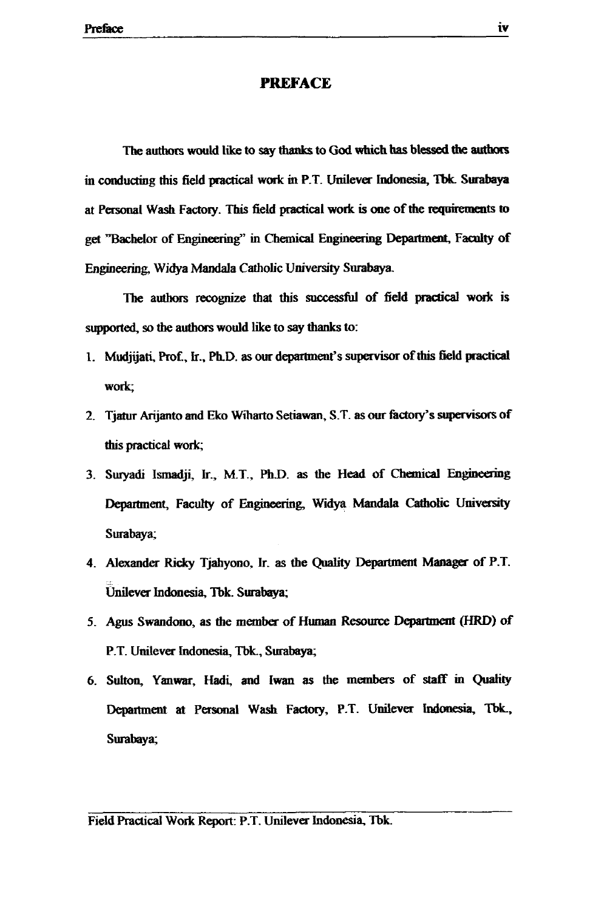# PREFACE

The authors would like to say thanks to God which has blessed the authors in conducting this field practical work in P.T. Unilever Indonesia, Tbk. Surabaya at Personal Wash Factory. This field practical work is one of the requirements to get "Bachelor of Engineering" in Chemical Engineering Department, Faculty of Engineering, Widya Mandala Catholic University Surabaya.

The authors recognize that this successful of field practical work is supported, so the authors would like to say thanks to:

1. Mudjijati, Prof., Ir., Ph.D. as our department's supervisor of this field practical work;
2. Tjatur Arijanto and Eko Wiharto Setiawan, S.T. as our factory's supervisors of this practical work;
3. Suryadi Ismadji, Ir., M.T., Ph.D. as the Head of Chemical Engineering Department, Faculty of Engineering, Widya Mandala Catholic University Surabaya;
4. Alexander Ricky Tjahyono, Ir. as the Quality Department Manager of P.T. Unilever Indonesia, Tbk. Surabaya;
5. Agus Swandono, as the member of Human Resource Department (HRD) of P.T. Unilever Indonesia, Tbk., Surabaya;
6. Sulton, Yanwar, Hadi, and Iwan as the members of staff in Quality Department at Personal Wash Factory, P.T. Unilever Indonesia, Tbk., Surabaya;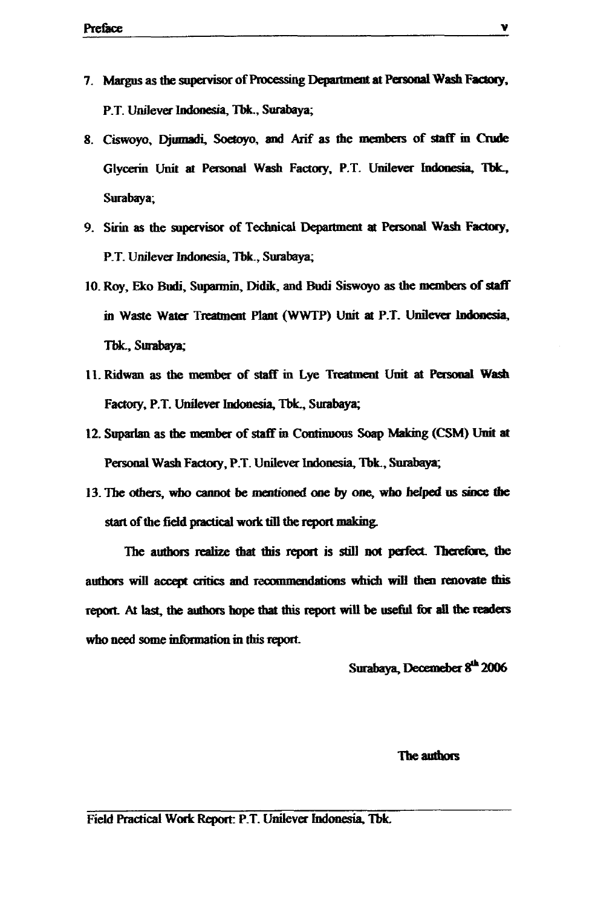7. Margus as the supervisor of Processing Department at Personal Wash Factory, P.T. Unilever Indonesia, Tbk., Surabaya;
8. Ciswoyo, Djumadi, Soetoyo, and Arif as the members of staff in Crude Glycerin Unit at Personal Wash Factory, P.T. Unilever Indonesia, Tbk., Surabaya;
9. Sirin as the supervisor of Technical Department at Personal Wash Factory, P.T. Unilever Indonesia, Tbk., Surabaya;
10. Roy, Eko Budi, Suparmin, Didik, and Budi Siswoyo as the members of staff in Waste Water Treatment Plant (WWTP) Unit at P.T. Unilever Indonesia, Tbk., Surabaya;
11. Ridwan as the member of staff in Lye Treatment Unit at Personal Wash Factory, P.T. Unilever Indonesia, Tbk., Surabaya;
12. Suparlan as the member of staff in Continuous Soap Making (CSM) Unit at Personal Wash Factory, P.T. Unilever Indonesia, Tbk., Surabaya;
13. The others, who cannot be mentioned one by one, who helped us since the start of the field practical work till the report making.

The authors realize that this report is still not perfect. Therefore, the authors will accept critics and recommendations which will then renovate this report. At last, the authors hope that this report will be useful for all the readers who need some information in this report.

Surabaya, Decemeber 8th 2006

The authors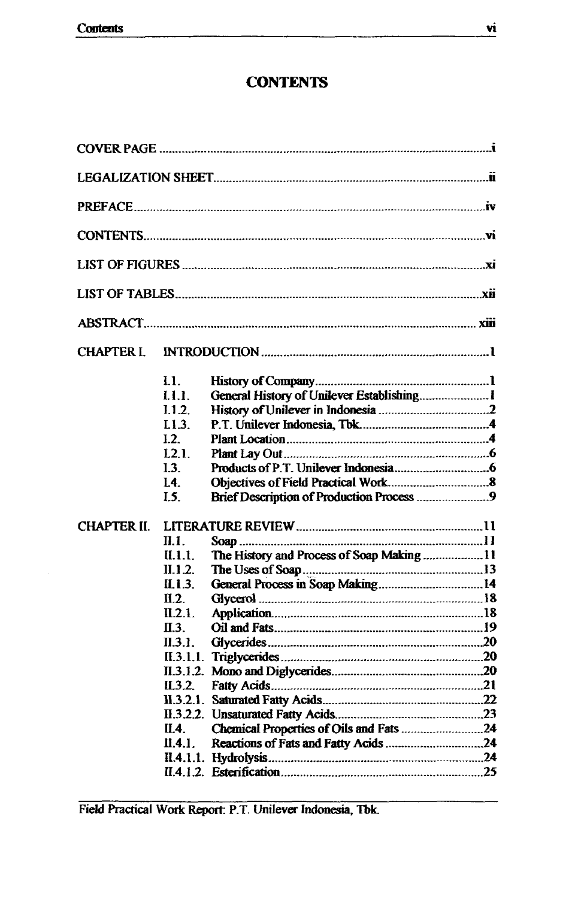# CONTENTS

COVER PAGE ........................................................................................................i

LEGALIZATION SHEET.....................................................................................ii

PREFACE..........................................................................................................iv

CONTENTS.......................................................................................................vi

LIST OF FIGURES ............................................................................................xi

LIST OF TABLES..............................................................................................xii

ABSTRACT...................................................................................................... xiii

CHAPTER I. INTRODUCTION .........................................................................1

- I.1. History of Company.......................................................1
- I.1.1. General History of Unilever Establishing.......................1
- I.1.2. History of Unilever in Indonesia ..................................2
- I.1.3. P.T. Unilever Indonesia, Tbk.........................................4
- I.2. Plant Location................................................................4
- I.2.1. Plant Lay Out.................................................................6
- I.3. Products of P.T. Unilever Indonesia..............................6
- I.4. Objectives of Field Practical Work................................8
- I.5. Brief Description of Production Process .......................9

CHAPTER II. LITERATURE REVIEW ..............................................................11

- II.1. Soap ..............................................................................11
- II.1.1. The History and Process of Soap Making ....................11
- II.1.2. The Uses of Soap..........................................................13
- II.1.3. General Process in Soap Making..................................14
- II.2. Glycerol ........................................................................18
- II.2.1. Application....................................................................18
- II.3. Oil and Fats...................................................................19
- II.3.1. Glycerides.....................................................................20
- II.3.1.1. Triglycerides.................................................................20
- II.3.1.2. Mono and Diglycerides.................................................20
- II.3.2. Fatty Acids....................................................................21
- II.3.2.1. Saturated Fatty Acids...................................................22
- II.3.2.2. Unsaturated Fatty Acids...............................................23
- II.4. Chemical Properties of Oils and Fats ...........................24
- II.4.1. Reactions of Fats and Fatty Acids ................................24
- II.4.1.1. Hydrolysis.....................................................................24
- II.4.1.2. Esterification................................................................25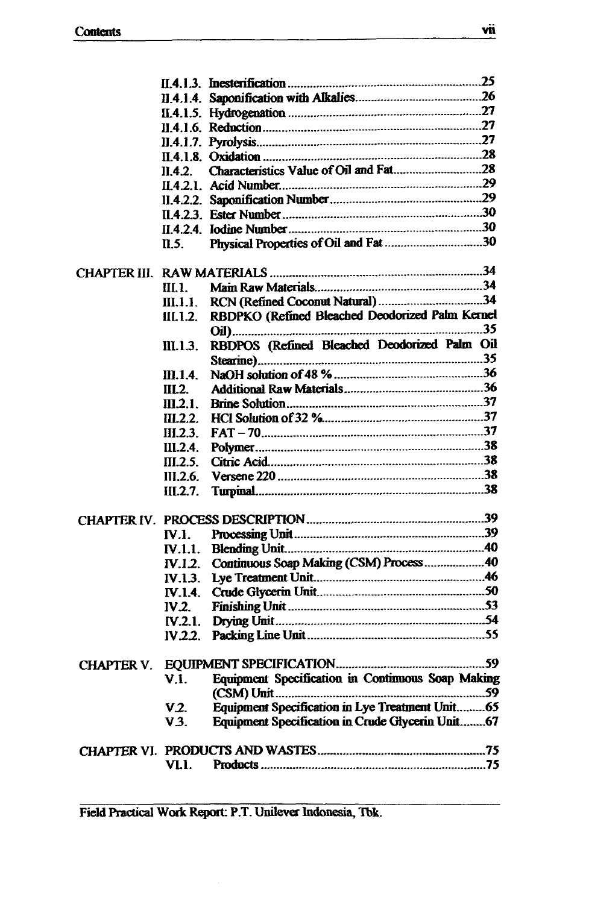II.4.1.3. Inesterification ........................................................................ 25
II.4.1.4. Saponification with Alkalies ........................................................ 26
II.4.1.5. Hydrogenation ........................................................................ 27
II.4.1.6. Reduction ............................................................................... 27
II.4.1.7. Pyrolysis ................................................................................. 27
II.4.1.8. Oxidation ............................................................................... 28
II.4.2. Characteristics Value of Oil and Fat ........................................... 28
II.4.2.1. Acid Number ......................................................................... 29
II.4.2.2. Saponification Number ........................................................... 29
II.4.2.3. Ester Number ........................................................................ 30
II.4.2.4. Iodine Number ....................................................................... 30
II.5. Physical Properties of Oil and Fat .............................................. 30

CHAPTER III. RAW MATERIALS ........................................................... 34
III.1. Main Raw Materials ................................................................. 34
III.1.1. RCN (Refined Coconut Natural) ............................................. 34
III.1.2. RBDPKO (Refined Bleached Deodorized Palm Kernel Oil) ........ 35
III.1.3. RBDPOS (Refined Bleached Deodorized Palm Oil Stearine) ....... 35
III.1.4. NaOH solution of 48 % .......................................................... 36
III.2. Additional Raw Materials ........................................................ 36
III.2.1. Brine Solution ...................................................................... 37
III.2.2. HCl Solution of 32 % ............................................................ 37
III.2.3. FAT – 70 .............................................................................. 37
III.2.4. Polymer ............................................................................... 38
III.2.5. Citric Acid ........................................................................... 38
III.2.6. Versene 220 ......................................................................... 38
III.2.7. Turpinal ............................................................................... 38

CHAPTER IV. PROCESS DESCRIPTION ................................................ 39
IV.1. Processing Unit ........................................................................ 39
IV.1.1. Blending Unit ....................................................................... 40
IV.1.2. Continuous Soap Making (CSM) Process ................................. 40
IV.1.3. Lye Treatment Unit ............................................................... 46
IV.1.4. Crude Glycerin Unit .............................................................. 50
IV.2. Finishing Unit .......................................................................... 53
IV.2.1. Drying Unit .......................................................................... 54
IV.2.2. Packing Line Unit ................................................................. 55

CHAPTER V. EQUIPMENT SPECIFICATION ......................................... 59
V.1. Equipment Specification in Continuous Soap Making (CSM) Unit ........ 59
V.2. Equipment Specification in Lye Treatment Unit ............................. 65
V.3. Equipment Specification in Crude Glycerin Unit ............................ 67

CHAPTER VI. PRODUCTS AND WASTES ................................................ 75
VI.1. Products .................................................................................. 75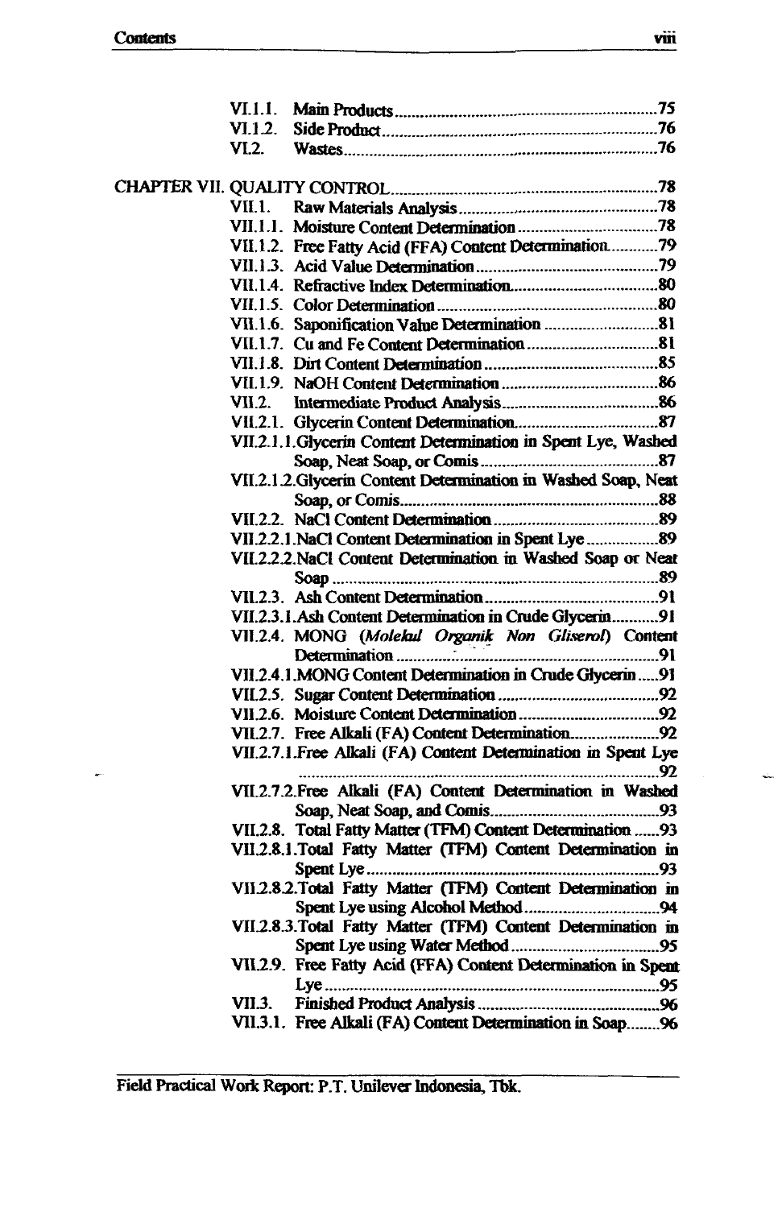VI.1.1. Main Products ..... 75
VI.1.2. Side Product ..... 76
VI.2. Wastes ..... 76

CHAPTER VII. QUALITY CONTROL ..... 78
VII.1. Raw Materials Analysis ..... 78
VII.1.1. Moisture Content Determination ..... 78
VII.1.2. Free Fatty Acid (FFA) Content Determination ..... 79
VII.1.3. Acid Value Determination ..... 79
VII.1.4. Refractive Index Determination ..... 80
VII.1.5. Color Determination ..... 80
VII.1.6. Saponification Value Determination ..... 81
VII.1.7. Cu and Fe Content Determination ..... 81
VII.1.8. Dirt Content Determination ..... 85
VII.1.9. NaOH Content Determination ..... 86
VII.2. Intermediate Product Analysis ..... 86
VII.2.1. Glycerin Content Determination ..... 87
VII.2.1.1. Glycerin Content Determination in Spent Lye, Washed Soap, Neat Soap, or Comis ..... 87
VII.2.1.2. Glycerin Content Determination in Washed Soap, Neat Soap, or Comis ..... 88
VII.2.2. NaCl Content Determination ..... 89
VII.2.2.1. NaCl Content Determination in Spent Lye ..... 89
VII.2.2.2. NaCl Content Determination in Washed Soap or Neat Soap ..... 89
VII.2.3. Ash Content Determination ..... 91
VII.2.3.1. Ash Content Determination in Crude Glycerin ..... 91
VII.2.4. MONG (*Molekul Organik Non Gliserol*) Content Determination ..... 91
VII.2.4.1. MONG Content Determination in Crude Glycerin ..... 91
VII.2.5. Sugar Content Determination ..... 92
VII.2.6. Moisture Content Determination ..... 92
VII.2.7. Free Alkali (FA) Content Determination ..... 92
VII.2.7.1. Free Alkali (FA) Content Determination in Spent Lye ..... 92
VII.2.7.2. Free Alkali (FA) Content Determination in Washed Soap, Neat Soap, and Comis ..... 93
VII.2.8. Total Fatty Matter (TFM) Content Determination ..... 93
VII.2.8.1. Total Fatty Matter (TFM) Content Determination in Spent Lye ..... 93
VII.2.8.2. Total Fatty Matter (TFM) Content Determination in Spent Lye using Alcohol Method ..... 94
VII.2.8.3. Total Fatty Matter (TFM) Content Determination in Spent Lye using Water Method ..... 95
VII.2.9. Free Fatty Acid (FFA) Content Determination in Spent Lye ..... 95
VII.3. Finished Product Analysis ..... 96
VII.3.1. Free Alkali (FA) Content Determination in Soap ..... 96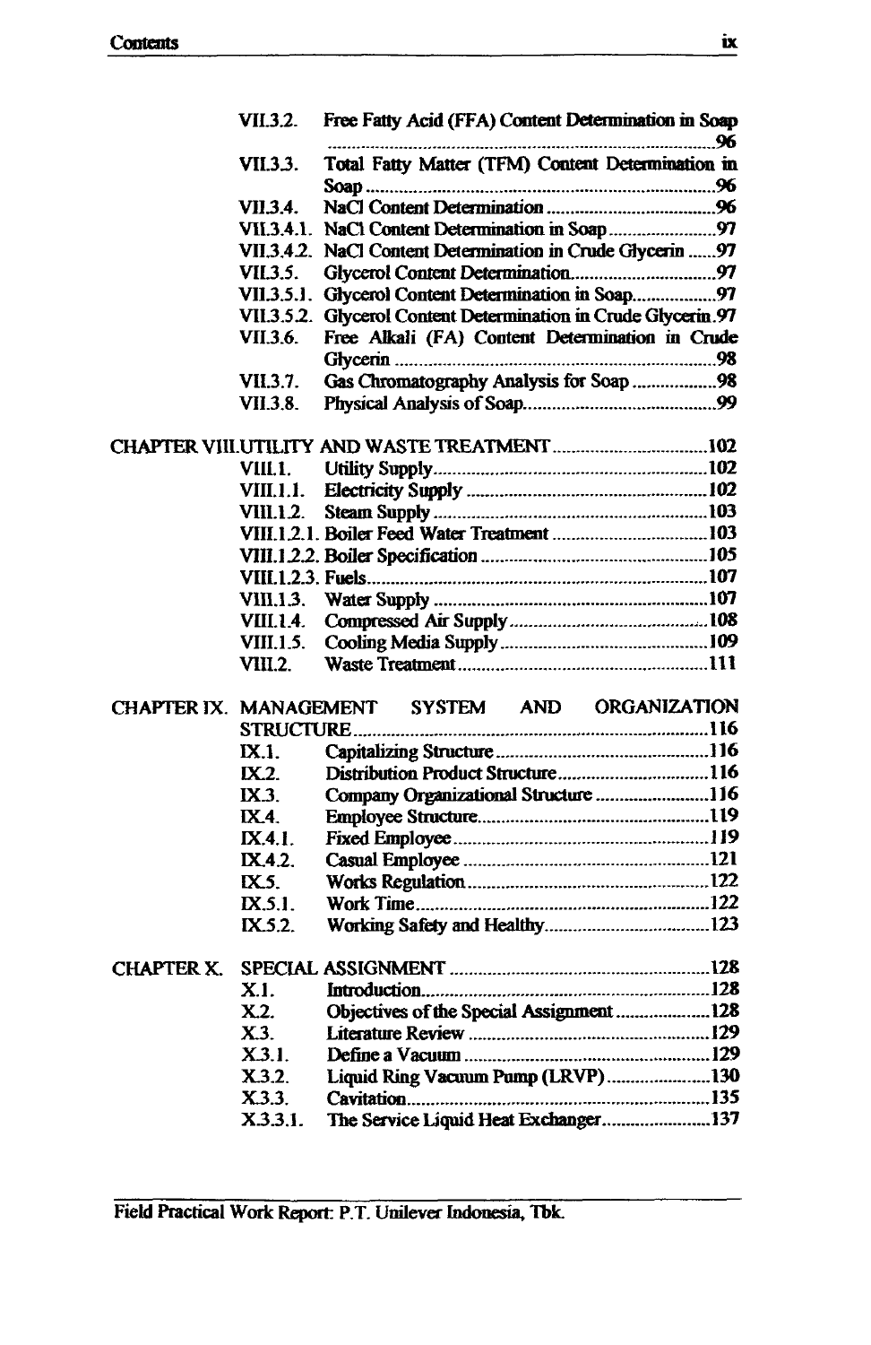| | | |
|---|---|---|
| VII.3.2. | Free Fatty Acid (FFA) Content Determination in Soap | 96 |
| VII.3.3. | Total Fatty Matter (TFM) Content Determination in Soap | 96 |
| VII.3.4. | NaCl Content Determination | 96 |
| VII.3.4.1. | NaCl Content Determination in Soap | 97 |
| VII.3.4.2. | NaCl Content Determination in Crude Glycerin | 97 |
| VII.3.5. | Glycerol Content Determination | 97 |
| VII.3.5.1. | Glycerol Content Determination in Soap | 97 |
| VII.3.5.2. | Glycerol Content Determination in Crude Glycerin | 97 |
| VII.3.6. | Free Alkali (FA) Content Determination in Crude Glycerin | 98 |
| VII.3.7. | Gas Chromatography Analysis for Soap | 98 |
| VII.3.8. | Physical Analysis of Soap | 99 |

CHAPTER VIII. UTILITY AND WASTE TREATMENT ..... 102

| | | |
|---|---|---|
| VIII.1. | Utility Supply | 102 |
| VIII.1.1. | Electricity Supply | 102 |
| VIII.1.2. | Steam Supply | 103 |
| VIII.1.2.1. | Boiler Feed Water Treatment | 103 |
| VIII.1.2.2. | Boiler Specification | 105 |
| VIII.1.2.3. | Fuels | 107 |
| VIII.1.3. | Water Supply | 107 |
| VIII.1.4. | Compressed Air Supply | 108 |
| VIII.1.5. | Cooling Media Supply | 109 |
| VIII.2. | Waste Treatment | 111 |

CHAPTER IX. MANAGEMENT SYSTEM AND ORGANIZATION STRUCTURE ..... 116

| | | |
|---|---|---|
| IX.1. | Capitalizing Structure | 116 |
| IX.2. | Distribution Product Structure | 116 |
| IX.3. | Company Organizational Structure | 116 |
| IX.4. | Employee Structure | 119 |
| IX.4.1. | Fixed Employee | 119 |
| IX.4.2. | Casual Employee | 121 |
| IX.5. | Works Regulation | 122 |
| IX.5.1. | Work Time | 122 |
| IX.5.2. | Working Safety and Healthy | 123 |

CHAPTER X. SPECIAL ASSIGNMENT ..... 128

| | | |
|---|---|---|
| X.1. | Introduction | 128 |
| X.2. | Objectives of the Special Assignment | 128 |
| X.3. | Literature Review | 129 |
| X.3.1. | Define a Vacuum | 129 |
| X.3.2. | Liquid Ring Vacuum Pump (LRVP) | 130 |
| X.3.3. | Cavitation | 135 |
| X.3.3.1. | The Service Liquid Heat Exchanger | 137 |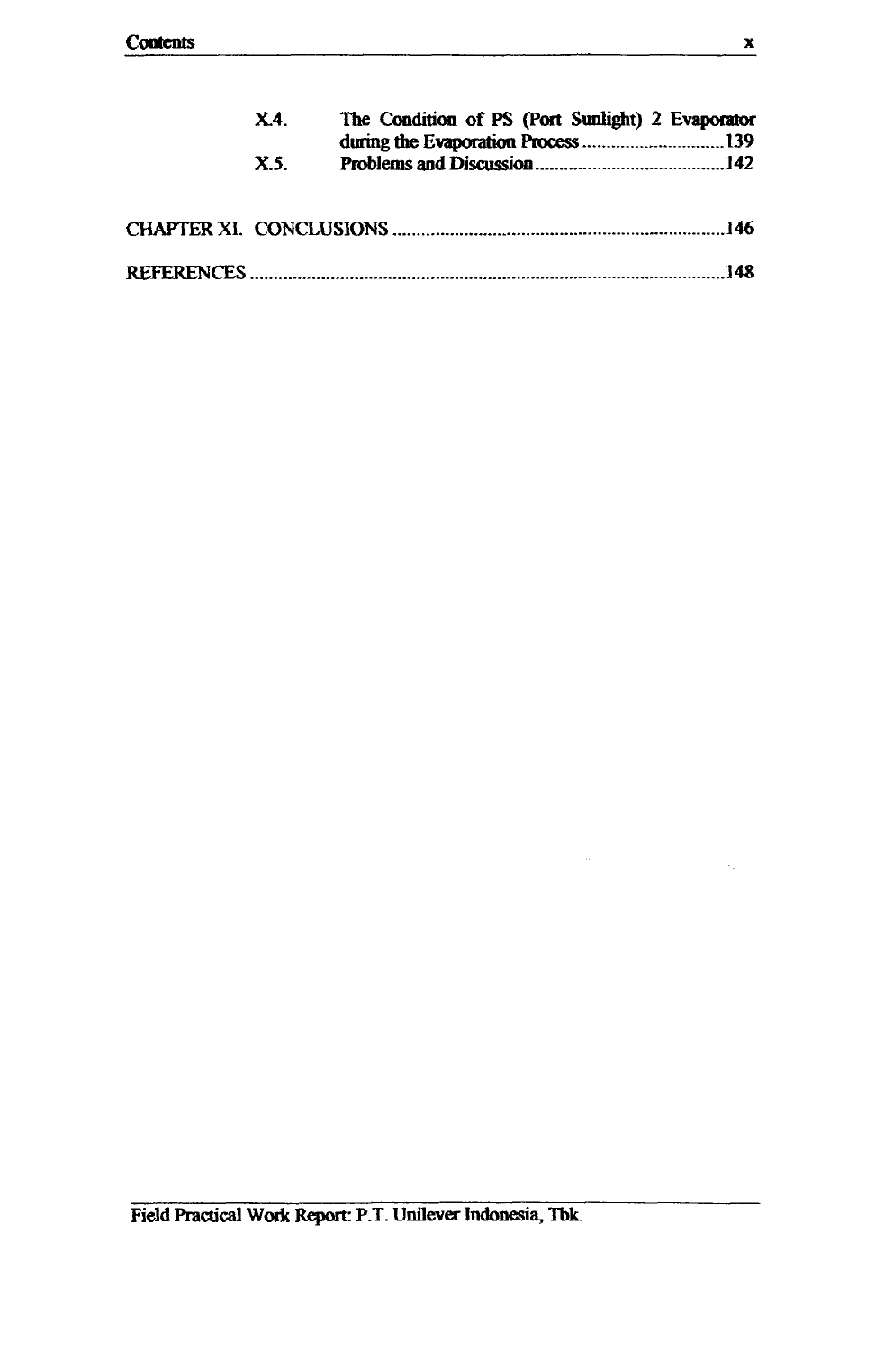X.4. The Condition of PS (Port Sunlight) 2 Evaporator during the Evaporation Process .............................. 139

X.5. Problems and Discussion ......................................... 142

CHAPTER XI. CONCLUSIONS ....................................................................... 146

REFERENCES ..................................................................................................... 148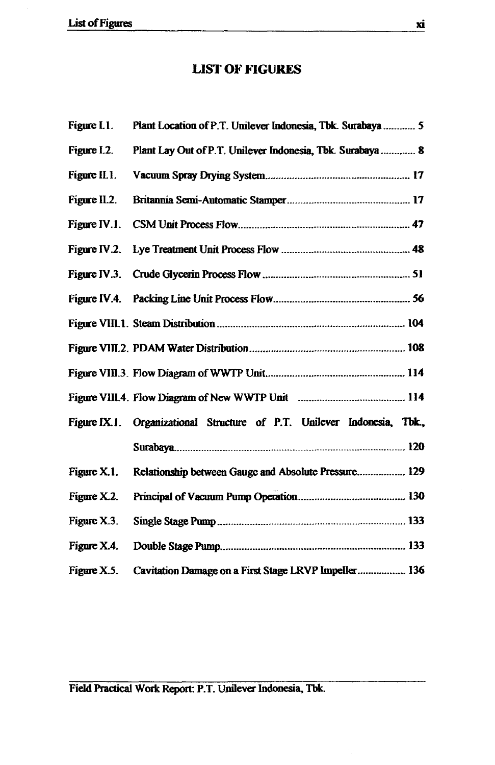# LIST OF FIGURES

| | | |
|---|---|---|
| Figure I.1. | Plant Location of P.T. Unilever Indonesia, Tbk. Surabaya | 5 |
| Figure I.2. | Plant Lay Out of P.T. Unilever Indonesia, Tbk. Surabaya | 8 |
| Figure II.1. | Vacuum Spray Drying System | 17 |
| Figure II.2. | Britannia Semi-Automatic Stamper | 17 |
| Figure IV.1. | CSM Unit Process Flow | 47 |
| Figure IV.2. | Lye Treatment Unit Process Flow | 48 |
| Figure IV.3. | Crude Glycerin Process Flow | 51 |
| Figure IV.4. | Packing Line Unit Process Flow | 56 |
| Figure VIII.1. | Steam Distribution | 104 |
| Figure VIII.2. | PDAM Water Distribution | 108 |
| Figure VIII.3. | Flow Diagram of WWTP Unit | 114 |
| Figure VIII.4. | Flow Diagram of New WWTP Unit | 114 |
| Figure IX.1. | Organizational Structure of P.T. Unilever Indonesia, Tbk., Surabaya | 120 |
| Figure X.1. | Relationship between Gauge and Absolute Pressure | 129 |
| Figure X.2. | Principal of Vacuum Pump Operation | 130 |
| Figure X.3. | Single Stage Pump | 133 |
| Figure X.4. | Double Stage Pump | 133 |
| Figure X.5. | Cavitation Damage on a First Stage LRVP Impeller | 136 |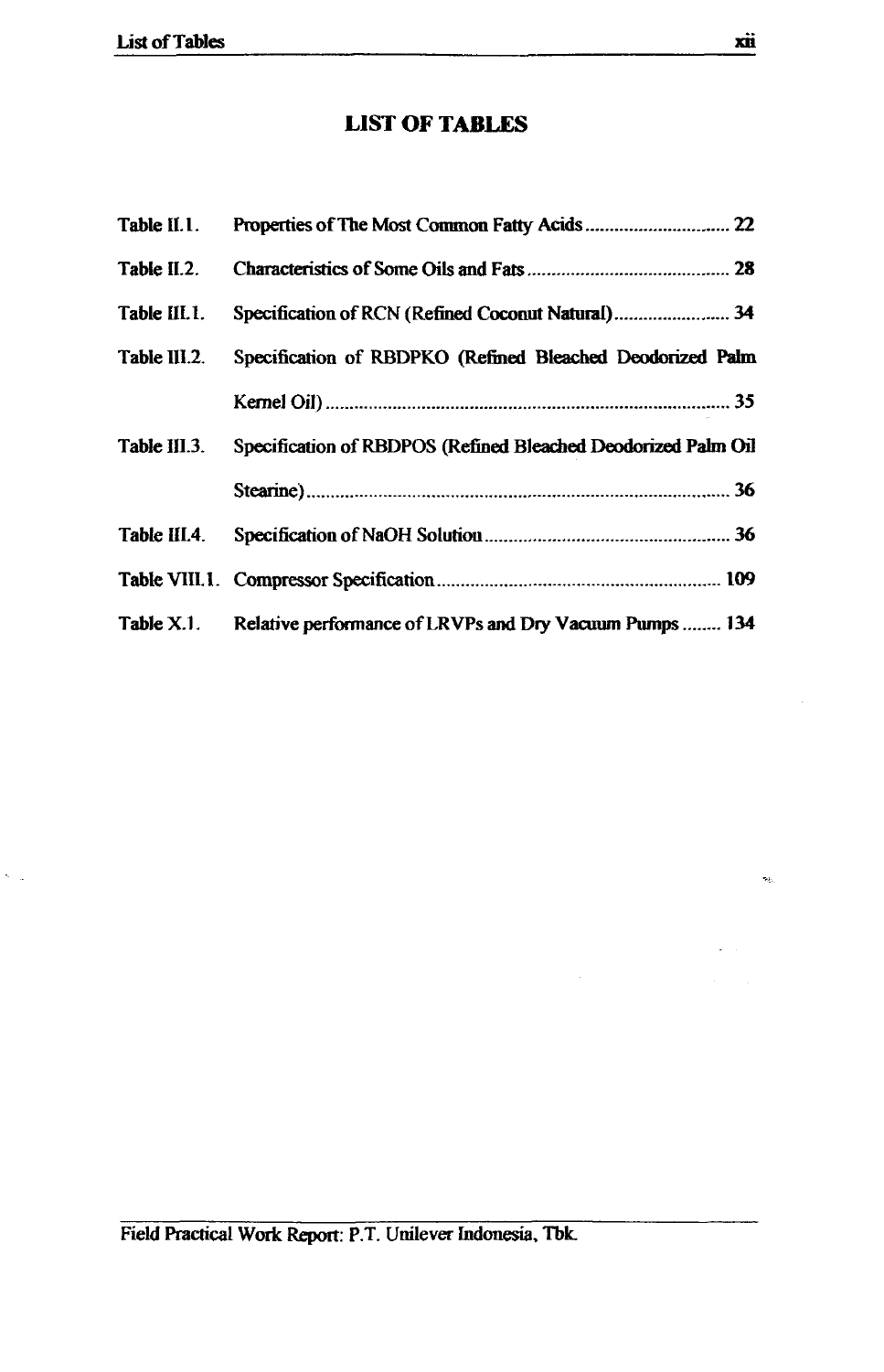# LIST OF TABLES

| | | |
|---|---|---|
| Table II.1. | Properties of The Most Common Fatty Acids | 22 |
| Table II.2. | Characteristics of Some Oils and Fats | 28 |
| Table III.1. | Specification of RCN (Refined Coconut Natural) | 34 |
| Table III.2. | Specification of RBDPKO (Refined Bleached Deodorized Palm Kernel Oil) | 35 |
| Table III.3. | Specification of RBDPOS (Refined Bleached Deodorized Palm Oil Stearine) | 36 |
| Table III.4. | Specification of NaOH Solution | 36 |
| Table VIII.1. | Compressor Specification | 109 |
| Table X.1. | Relative performance of LRVPs and Dry Vacuum Pumps | 134 |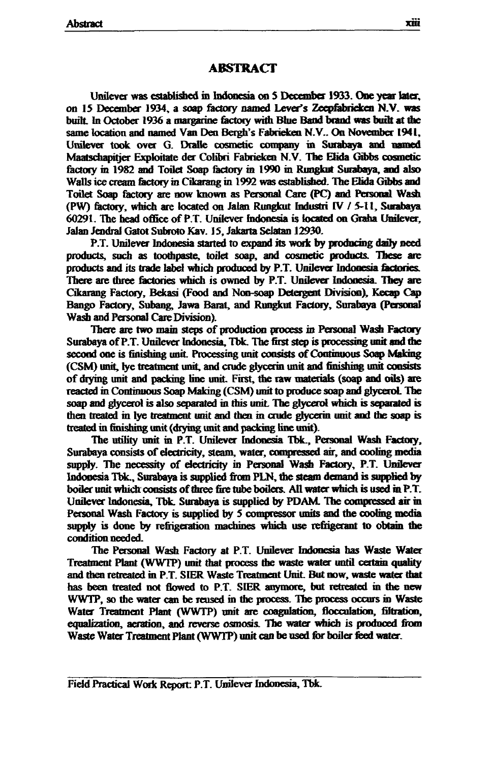# ABSTRACT

Unilever was established in Indonesia on 5 December 1933. One year later, on 15 December 1934, a soap factory named Lever's Zeepfabrieken N.V. was built. In October 1936 a margarine factory with Blue Band brand was built at the same location and named Van Den Bergh's Fabrieken N.V.. On November 1941, Unilever took over G. Dralle cosmetic company in Surabaya and named Maatschapitjer Exploitate der Colibri Fabrieken N.V. The Elida Gibbs cosmetic factory in 1982 and Toilet Soap factory in 1990 in Rungkut Surabaya, and also Walls ice cream factory in Cikarang in 1992 was established. The Elida Gibbs and Toilet Soap factory are now known as Personal Care (PC) and Personal Wash (PW) factory, which are located on Jalan Rungkut Industri IV / 5-11, Surabaya 60291. The head office of P.T. Unilever Indonesia is located on Graha Unilever, Jalan Jendral Gatot Subroto Kav. 15, Jakarta Selatan 12930.

P.T. Unilever Indonesia started to expand its work by producing daily need products, such as toothpaste, toilet soap, and cosmetic products. These are products and its trade label which produced by P.T. Unilever Indonesia factories. There are three factories which is owned by P.T. Unilever Indonesia. They are Cikarang Factory, Bekasi (Food and Non-soap Detergent Division), Kecap Cap Bango Factory, Subang, Jawa Barat, and Rungkut Factory, Surabaya (Personal Wash and Personal Care Division).

There are two main steps of production process in Personal Wash Factory Surabaya of P.T. Unilever Indonesia, Tbk. The first step is processing unit and the second one is finishing unit. Processing unit consists of Continuous Soap Making (CSM) unit, lye treatment unit, and crude glycerin unit and finishing unit consists of drying unit and packing line unit. First, the raw materials (soap and oils) are reacted in Continuous Soap Making (CSM) unit to produce soap and glycerol. The soap and glycerol is also separated in this unit. The glycerol which is separated is then treated in lye treatment unit and then in crude glycerin unit and the soap is treated in finishing unit (drying unit and packing line unit).

The utility unit in P.T. Unilever Indonesia Tbk., Personal Wash Factory, Surabaya consists of electricity, steam, water, compressed air, and cooling media supply. The necessity of electricity in Personal Wash Factory, P.T. Unilever Indonesia Tbk., Surabaya is supplied from PLN, the steam demand is supplied by boiler unit which consists of three fire tube boilers. All water which is used in P.T. Unilever Indonesia, Tbk. Surabaya is supplied by PDAM. The compressed air in Personal Wash Factory is supplied by 5 compressor units and the cooling media supply is done by refrigeration machines which use refrigerant to obtain the condition needed.

The Personal Wash Factory at P.T. Unilever Indonesia has Waste Water Treatment Plant (WWTP) unit that process the waste water until certain quality and then retreated in P.T. SIER Waste Treatment Unit. But now, waste water that has been treated not flowed to P.T. SIER anymore, but retreated in the new WWTP, so the water can be reused in the process. The process occurs in Waste Water Treatment Plant (WWTP) unit are coagulation, flocculation, filtration, equalization, aeration, and reverse osmosis. The water which is produced from Waste Water Treatment Plant (WWTP) unit can be used for boiler feed water.